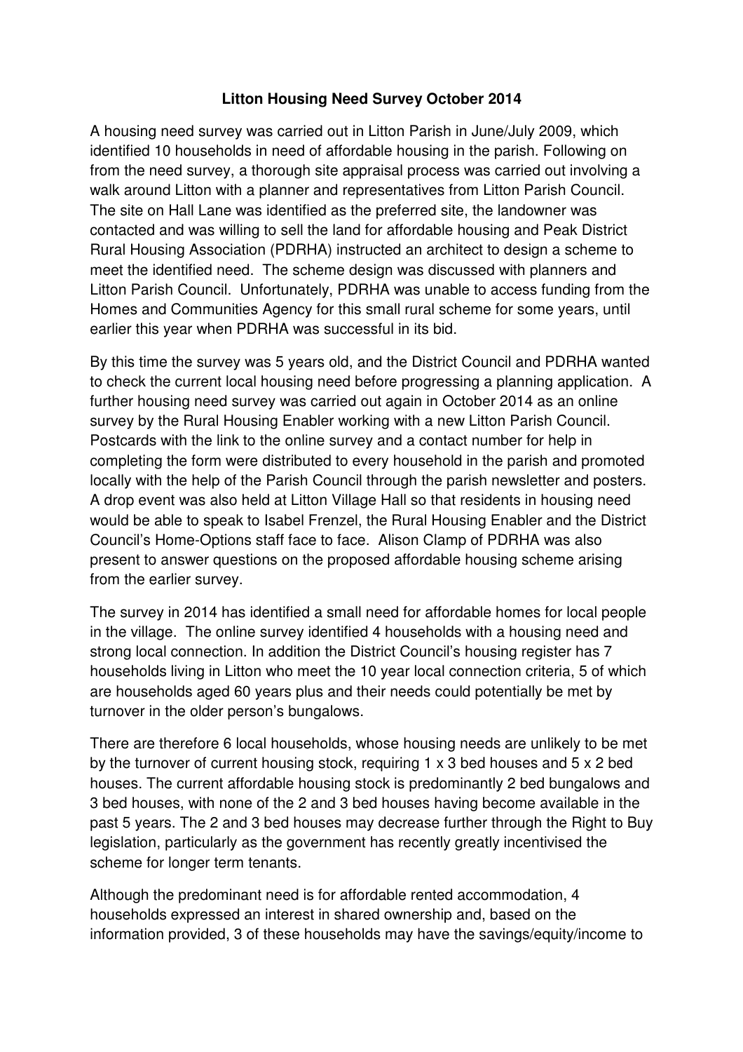# Litton Housing Need Survey October 2014

A housing need survey was carried out in Litton Parish in June/July 2009, which identified 10 households in need of affordable housing in the parish. Following on from the need survey, a thorough site appraisal process was carried out involving a walk around Litton with a planner and representatives from Litton Parish Council. The site on Hall Lane was identified as the preferred site, the landowner was contacted and was willing to sell the land for affordable housing and Peak District Rural Housing Association (PDRHA) instructed an architect to design a scheme to meet the identified need. The scheme design was discussed with planners and Litton Parish Council. Unfortunately, PDRHA was unable to access funding from the Homes and Communities Agency for this small rural scheme for some years, until earlier this year when PDRHA was successful in its bid.

By this time the survey was 5 years old, and the District Council and PDRHA wanted to check the current local housing need before progressing a planning application. A further housing need survey was carried out again in October 2014 as an online survey by the Rural Housing Enabler working with a new Litton Parish Council. Postcards with the link to the online survey and a contact number for help in completing the form were distributed to every household in the parish and promoted locally with the help of the Parish Council through the parish newsletter and posters. A drop event was also held at Litton Village Hall so that residents in housing need would be able to speak to Isabel Frenzel, the Rural Housing Enabler and the District Council's Home-Options staff face to face. Alison Clamp of PDRHA was also present to answer questions on the proposed affordable housing scheme arising from the earlier survey.

The survey in 2014 has identified a small need for affordable homes for local people in the village. The online survey identified 4 households with a housing need and strong local connection. In addition the District Council's housing register has 7 households living in Litton who meet the 10 year local connection criteria, 5 of which are households aged 60 years plus and their needs could potentially be met by turnover in the older person's bungalows.

There are therefore 6 local households, whose housing needs are unlikely to be met by the turnover of current housing stock, requiring 1 x 3 bed houses and 5 x 2 bed houses. The current affordable housing stock is predominantly 2 bed bungalows and 3 bed houses, with none of the 2 and 3 bed houses having become available in the past 5 years. The 2 and 3 bed houses may decrease further through the Right to Buy legislation, particularly as the government has recently greatly incentivised the scheme for longer term tenants.

Although the predominant need is for affordable rented accommodation, 4 households expressed an interest in shared ownership and, based on the information provided, 3 of these households may have the savings/equity/income to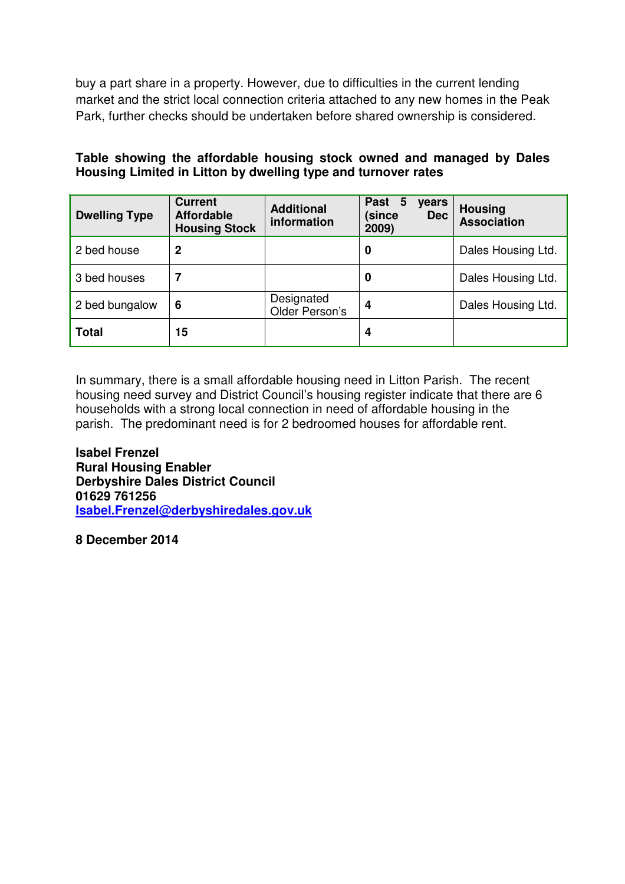buy a part share in a property. However, due to difficulties in the current lending market and the strict local connection criteria attached to any new homes in the Peak Park, further checks should be undertaken before shared ownership is considered.

**Table showing the affordable housing stock owned and managed by Dales Housing Limited in Litton by dwelling type and turnover rates**

| Dwelling Type | Current Affordable Housing Stock | Additional information | Past 5 years (since Dec 2009) | Housing Association |
|---|---|---|---|---|
| 2 bed house | **2** | | **0** | Dales Housing Ltd. |
| 3 bed houses | **7** | | **0** | Dales Housing Ltd. |
| 2 bed bungalow | **6** | Designated Older Person's | **4** | Dales Housing Ltd. |
| **Total** | **15** | | **4** | |

In summary, there is a small affordable housing need in Litton Parish. The recent housing need survey and District Council's housing register indicate that there are 6 households with a strong local connection in need of affordable housing in the parish. The predominant need is for 2 bedroomed houses for affordable rent.

**Isabel Frenzel**
**Rural Housing Enabler**
**Derbyshire Dales District Council**
**01629 761256**
**Isabel.Frenzel@derbyshiredales.gov.uk**

**8 December 2014**